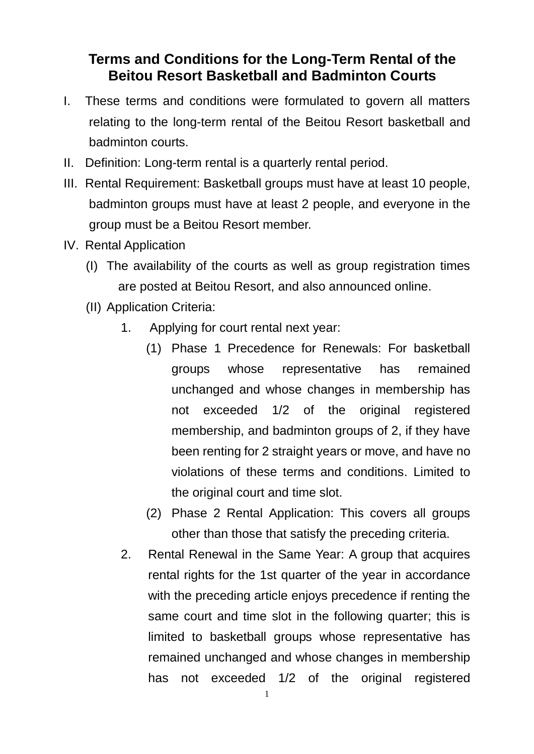# Terms and Conditions for the Long-Term Rental of the Beitou Resort Basketball and Badminton Courts

I. These terms and conditions were formulated to govern all matters relating to the long-term rental of the Beitou Resort basketball and badminton courts.

II. Definition: Long-term rental is a quarterly rental period.

III. Rental Requirement: Basketball groups must have at least 10 people, badminton groups must have at least 2 people, and everyone in the group must be a Beitou Resort member.

IV. Rental Application

(I) The availability of the courts as well as group registration times are posted at Beitou Resort, and also announced online.

(II) Application Criteria:

1. Applying for court rental next year:

   (1) Phase 1 Precedence for Renewals: For basketball groups whose representative has remained unchanged and whose changes in membership has not exceeded 1/2 of the original registered membership, and badminton groups of 2, if they have been renting for 2 straight years or move, and have no violations of these terms and conditions. Limited to the original court and time slot.

   (2) Phase 2 Rental Application: This covers all groups other than those that satisfy the preceding criteria.

2. Rental Renewal in the Same Year: A group that acquires rental rights for the 1st quarter of the year in accordance with the preceding article enjoys precedence if renting the same court and time slot in the following quarter; this is limited to basketball groups whose representative has remained unchanged and whose changes in membership has not exceeded 1/2 of the original registered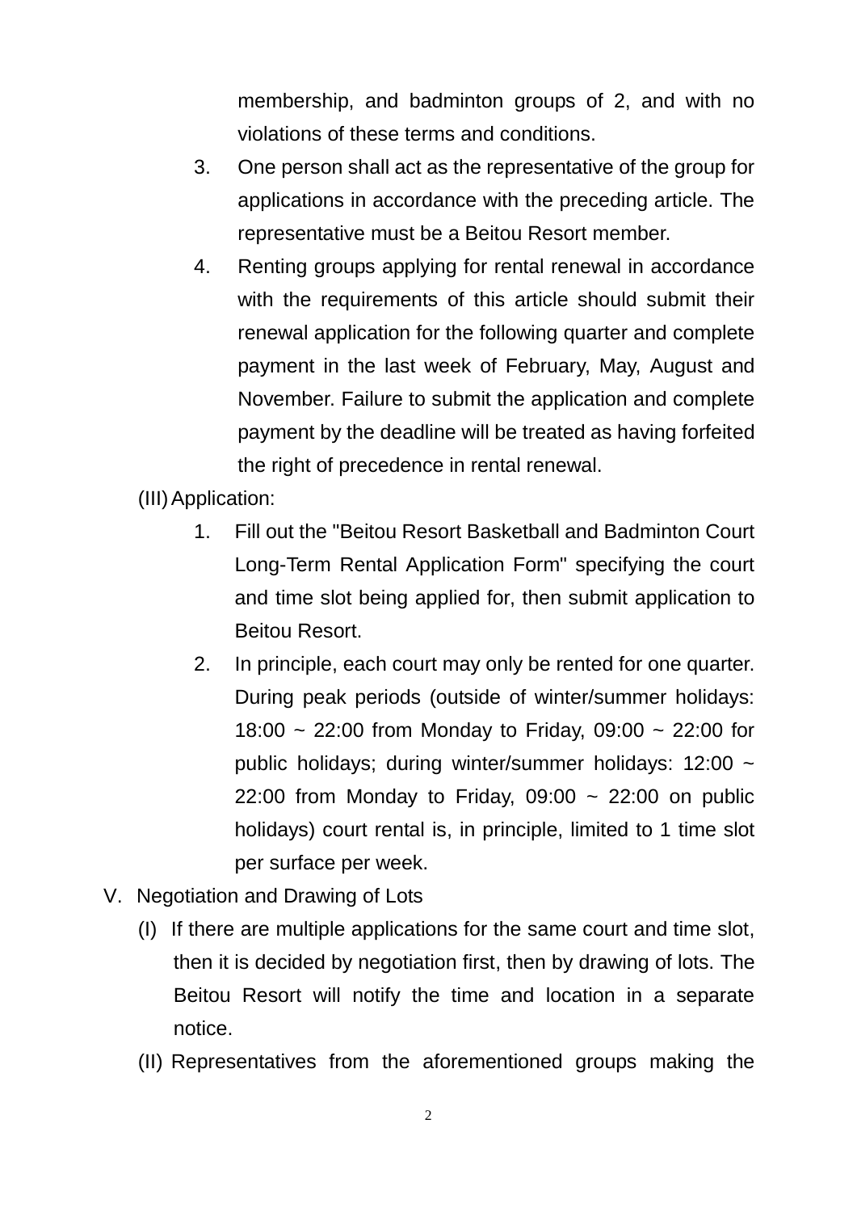membership, and badminton groups of 2, and with no violations of these terms and conditions.

3. One person shall act as the representative of the group for applications in accordance with the preceding article. The representative must be a Beitou Resort member.
4. Renting groups applying for rental renewal in accordance with the requirements of this article should submit their renewal application for the following quarter and complete payment in the last week of February, May, August and November. Failure to submit the application and complete payment by the deadline will be treated as having forfeited the right of precedence in rental renewal.

(III) Application:

1. Fill out the "Beitou Resort Basketball and Badminton Court Long-Term Rental Application Form" specifying the court and time slot being applied for, then submit application to Beitou Resort.
2. In principle, each court may only be rented for one quarter. During peak periods (outside of winter/summer holidays: 18:00 ~ 22:00 from Monday to Friday, 09:00 ~ 22:00 for public holidays; during winter/summer holidays: 12:00 ~ 22:00 from Monday to Friday, 09:00 ~ 22:00 on public holidays) court rental is, in principle, limited to 1 time slot per surface per week.

V. Negotiation and Drawing of Lots

(I) If there are multiple applications for the same court and time slot, then it is decided by negotiation first, then by drawing of lots. The Beitou Resort will notify the time and location in a separate notice.

(II) Representatives from the aforementioned groups making the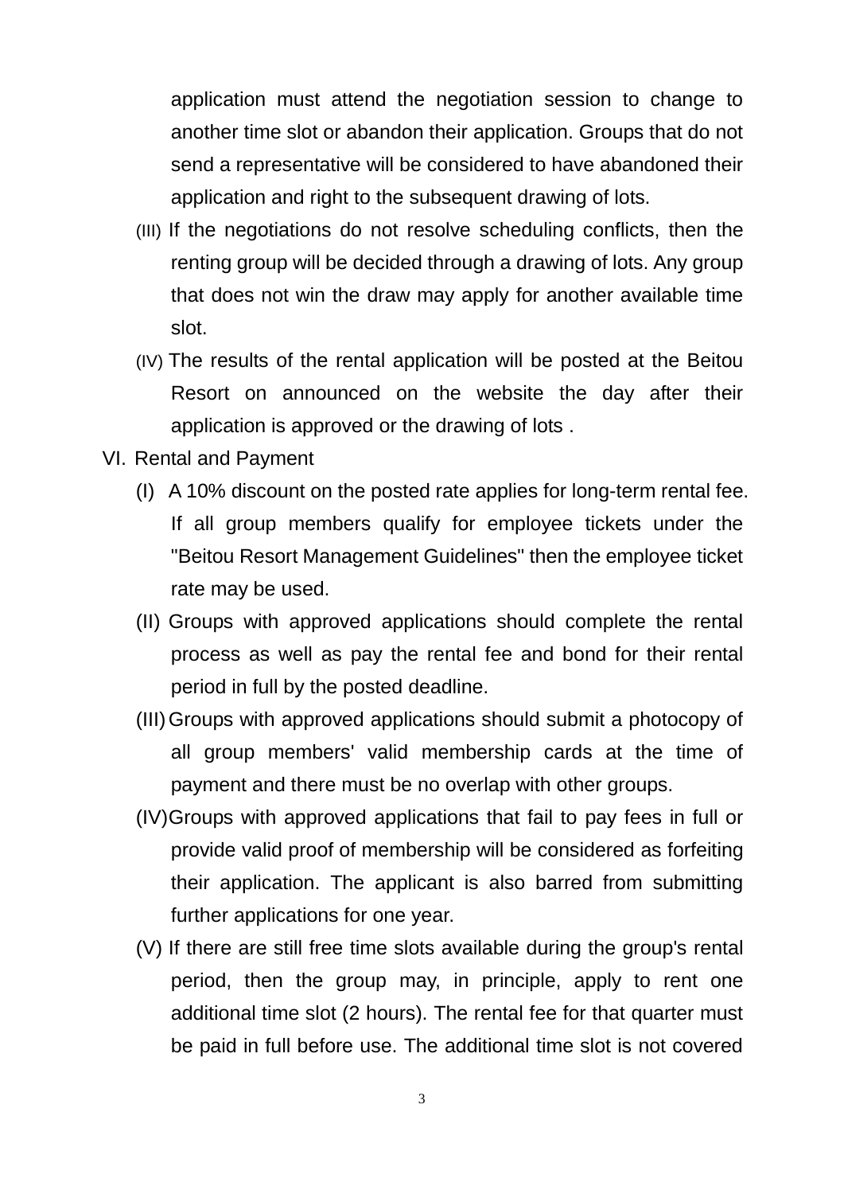application must attend the negotiation session to change to another time slot or abandon their application. Groups that do not send a representative will be considered to have abandoned their application and right to the subsequent drawing of lots.

(III) If the negotiations do not resolve scheduling conflicts, then the renting group will be decided through a drawing of lots. Any group that does not win the draw may apply for another available time slot.

(IV) The results of the rental application will be posted at the Beitou Resort on announced on the website the day after their application is approved or the drawing of lots .

VI. Rental and Payment

(I) A 10% discount on the posted rate applies for long-term rental fee. If all group members qualify for employee tickets under the "Beitou Resort Management Guidelines" then the employee ticket rate may be used.

(II) Groups with approved applications should complete the rental process as well as pay the rental fee and bond for their rental period in full by the posted deadline.

(III) Groups with approved applications should submit a photocopy of all group members' valid membership cards at the time of payment and there must be no overlap with other groups.

(IV) Groups with approved applications that fail to pay fees in full or provide valid proof of membership will be considered as forfeiting their application. The applicant is also barred from submitting further applications for one year.

(V) If there are still free time slots available during the group's rental period, then the group may, in principle, apply to rent one additional time slot (2 hours). The rental fee for that quarter must be paid in full before use. The additional time slot is not covered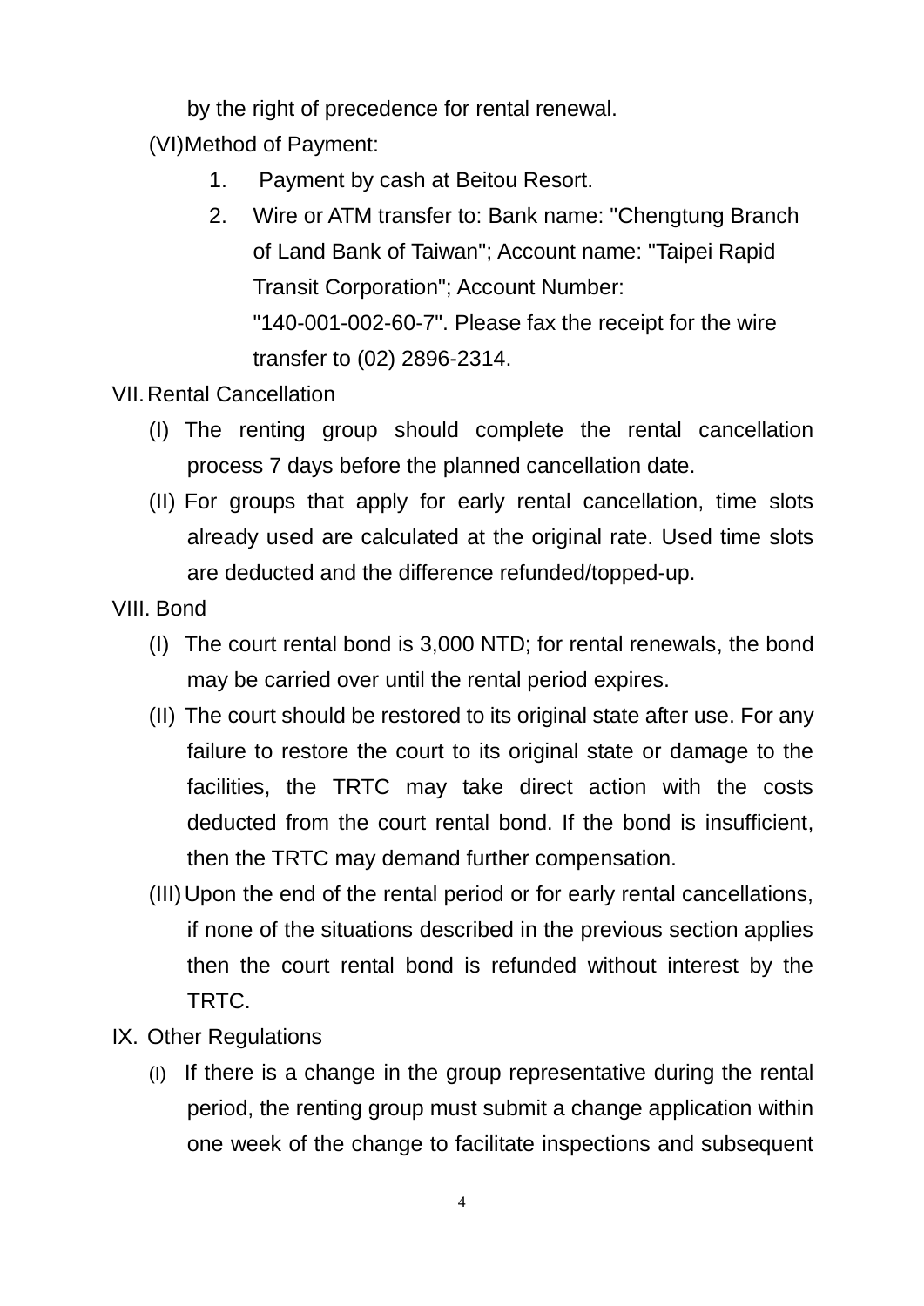by the right of precedence for rental renewal.

(VI) Method of Payment:

1. Payment by cash at Beitou Resort.
2. Wire or ATM transfer to: Bank name: "Chengtung Branch of Land Bank of Taiwan"; Account name: "Taipei Rapid Transit Corporation"; Account Number: "140-001-002-60-7". Please fax the receipt for the wire transfer to (02) 2896-2314.

VII. Rental Cancellation

(I) The renting group should complete the rental cancellation process 7 days before the planned cancellation date.

(II) For groups that apply for early rental cancellation, time slots already used are calculated at the original rate. Used time slots are deducted and the difference refunded/topped-up.

VIII. Bond

(I) The court rental bond is 3,000 NTD; for rental renewals, the bond may be carried over until the rental period expires.

(II) The court should be restored to its original state after use. For any failure to restore the court to its original state or damage to the facilities, the TRTC may take direct action with the costs deducted from the court rental bond. If the bond is insufficient, then the TRTC may demand further compensation.

(III) Upon the end of the rental period or for early rental cancellations, if none of the situations described in the previous section applies then the court rental bond is refunded without interest by the TRTC.

IX. Other Regulations

(I) If there is a change in the group representative during the rental period, the renting group must submit a change application within one week of the change to facilitate inspections and subsequent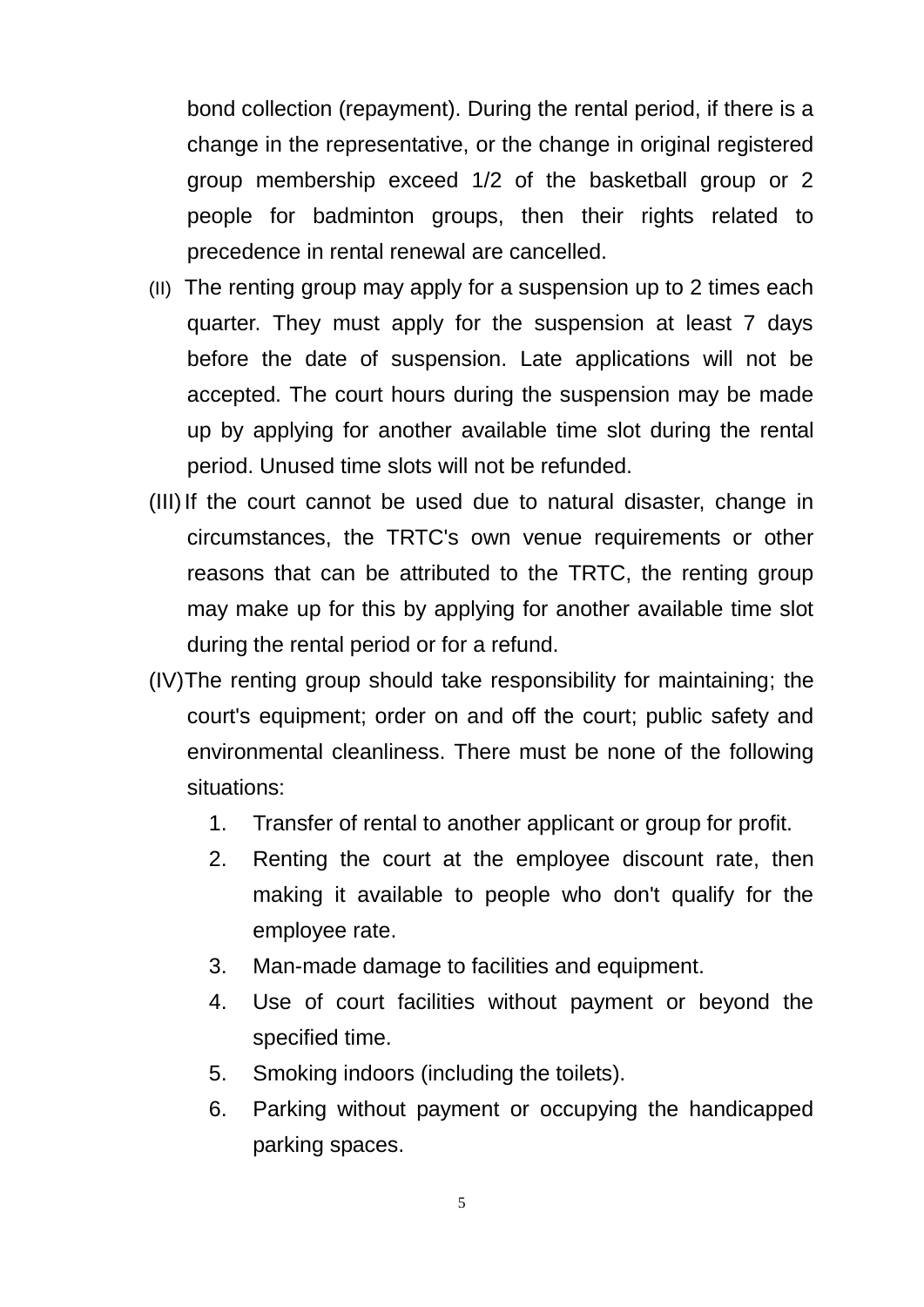bond collection (repayment). During the rental period, if there is a change in the representative, or the change in original registered group membership exceed 1/2 of the basketball group or 2 people for badminton groups, then their rights related to precedence in rental renewal are cancelled.

(II) The renting group may apply for a suspension up to 2 times each quarter. They must apply for the suspension at least 7 days before the date of suspension. Late applications will not be accepted. The court hours during the suspension may be made up by applying for another available time slot during the rental period. Unused time slots will not be refunded.

(III) If the court cannot be used due to natural disaster, change in circumstances, the TRTC's own venue requirements or other reasons that can be attributed to the TRTC, the renting group may make up for this by applying for another available time slot during the rental period or for a refund.

(IV) The renting group should take responsibility for maintaining; the court's equipment; order on and off the court; public safety and environmental cleanliness. There must be none of the following situations:

1. Transfer of rental to another applicant or group for profit.
2. Renting the court at the employee discount rate, then making it available to people who don't qualify for the employee rate.
3. Man-made damage to facilities and equipment.
4. Use of court facilities without payment or beyond the specified time.
5. Smoking indoors (including the toilets).
6. Parking without payment or occupying the handicapped parking spaces.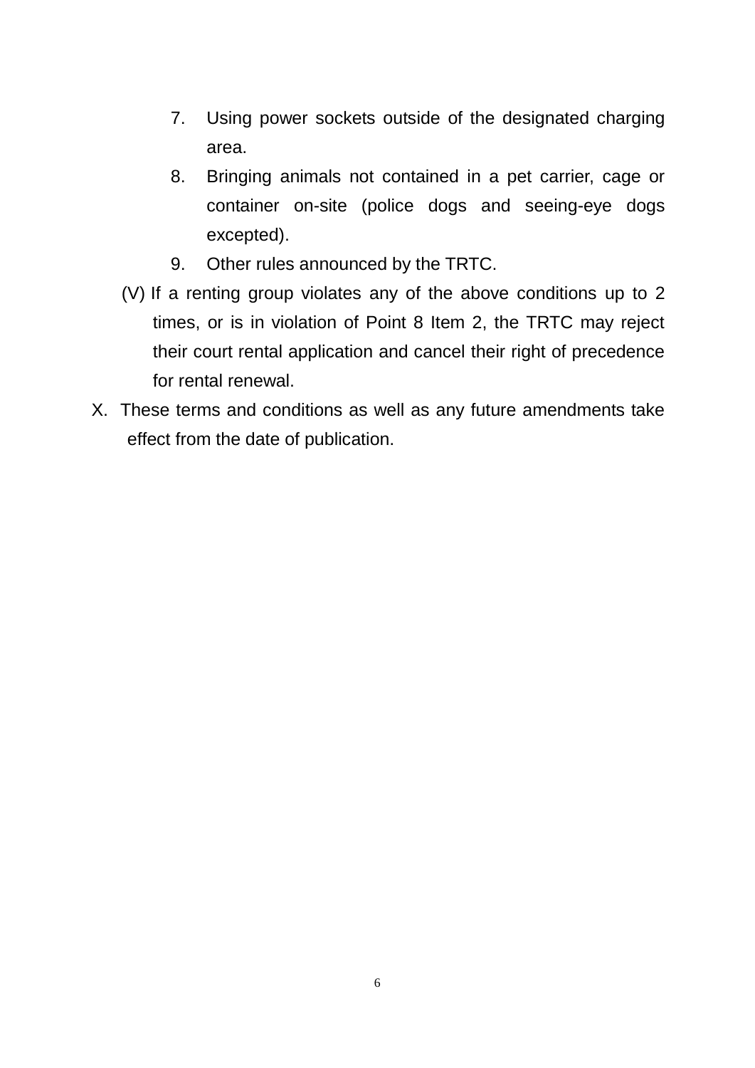7. Using power sockets outside of the designated charging area.
8. Bringing animals not contained in a pet carrier, cage or container on-site (police dogs and seeing-eye dogs excepted).
9. Other rules announced by the TRTC.

(V) If a renting group violates any of the above conditions up to 2 times, or is in violation of Point 8 Item 2, the TRTC may reject their court rental application and cancel their right of precedence for rental renewal.

X. These terms and conditions as well as any future amendments take effect from the date of publication.